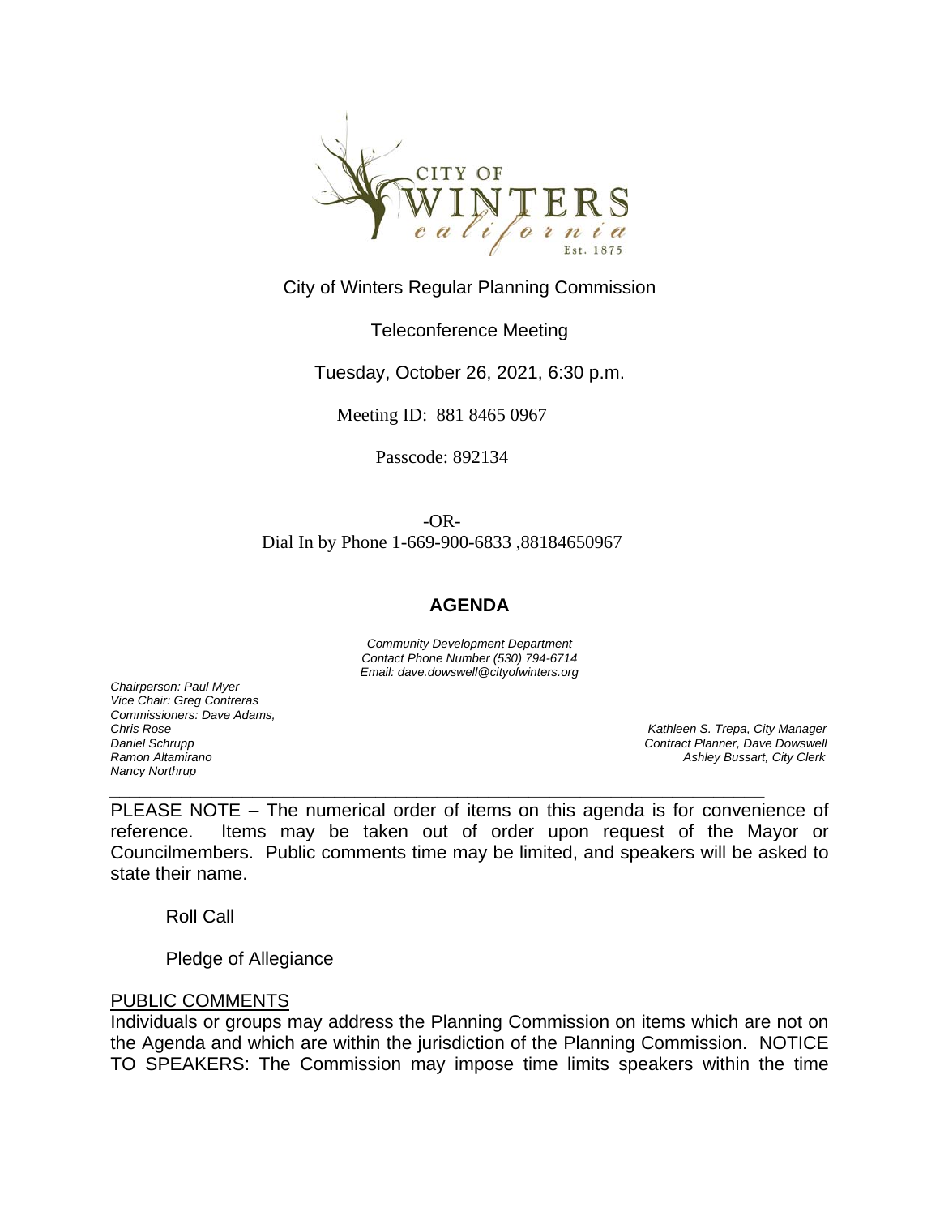City of Winters Regular Planning Commission

Teleconference Meeting

Tuesday, October 26, 2021, 6:30 p.m.

Meeting ID: 881 8465 0967

Passcode: 892134

-OR-

Dial In by Phone 1-669-900-6833 ,88184650967

## AGENDA

*Community Development Department*
*Contact Phone Number (530) 794-6714*
*Email: dave.dowswell@cityofwinters.org*

*Chairperson: Paul Myer*
*Vice Chair: Greg Contreras*
*Commissioners: Dave Adams,*
*Chris Rose*
*Daniel Schrupp*
*Ramon Altamirano*
*Nancy Northrup*

*Kathleen S. Trepa, City Manager*
*Contract Planner, Dave Dowswell*
*Ashley Bussart, City Clerk*

PLEASE NOTE – The numerical order of items on this agenda is for convenience of reference. Items may be taken out of order upon request of the Mayor or Councilmembers. Public comments time may be limited, and speakers will be asked to state their name.

Roll Call

Pledge of Allegiance

PUBLIC COMMENTS

Individuals or groups may address the Planning Commission on items which are not on the Agenda and which are within the jurisdiction of the Planning Commission. NOTICE TO SPEAKERS: The Commission may impose time limits speakers within the time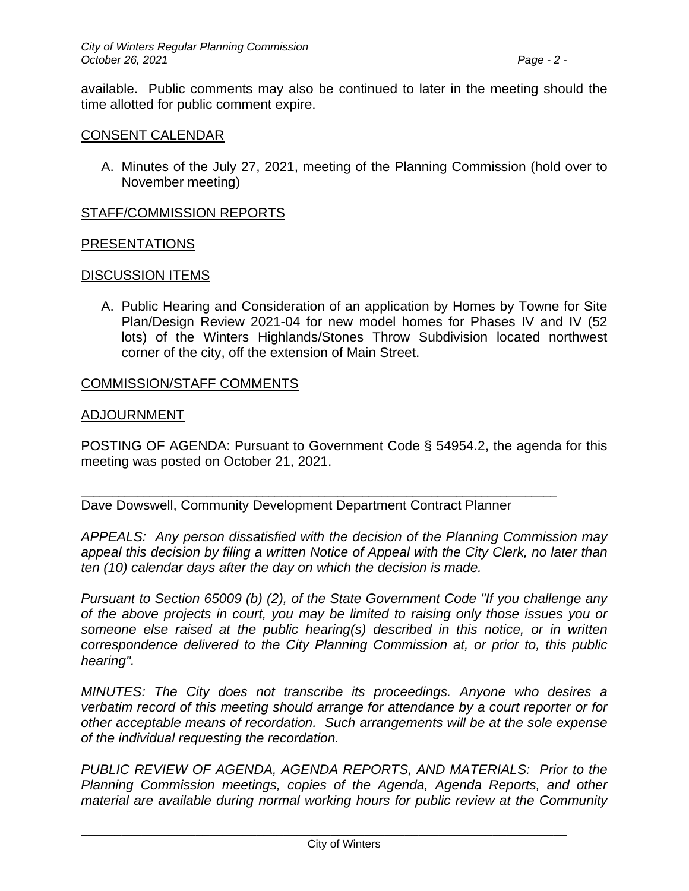available. Public comments may also be continued to later in the meeting should the time allotted for public comment expire.

CONSENT CALENDAR

A. Minutes of the July 27, 2021, meeting of the Planning Commission (hold over to November meeting)

STAFF/COMMISSION REPORTS

PRESENTATIONS

DISCUSSION ITEMS

A. Public Hearing and Consideration of an application by Homes by Towne for Site Plan/Design Review 2021-04 for new model homes for Phases IV and IV (52 lots) of the Winters Highlands/Stones Throw Subdivision located northwest corner of the city, off the extension of Main Street.

COMMISSION/STAFF COMMENTS

ADJOURNMENT

POSTING OF AGENDA: Pursuant to Government Code § 54954.2, the agenda for this meeting was posted on October 21, 2021.

_______________________________________________________________

Dave Dowswell, Community Development Department Contract Planner

*APPEALS: Any person dissatisfied with the decision of the Planning Commission may appeal this decision by filing a written Notice of Appeal with the City Clerk, no later than ten (10) calendar days after the day on which the decision is made.*

*Pursuant to Section 65009 (b) (2), of the State Government Code "If you challenge any of the above projects in court, you may be limited to raising only those issues you or someone else raised at the public hearing(s) described in this notice, or in written correspondence delivered to the City Planning Commission at, or prior to, this public hearing".*

*MINUTES: The City does not transcribe its proceedings. Anyone who desires a verbatim record of this meeting should arrange for attendance by a court reporter or for other acceptable means of recordation. Such arrangements will be at the sole expense of the individual requesting the recordation.*

*PUBLIC REVIEW OF AGENDA, AGENDA REPORTS, AND MATERIALS: Prior to the Planning Commission meetings, copies of the Agenda, Agenda Reports, and other material are available during normal working hours for public review at the Community*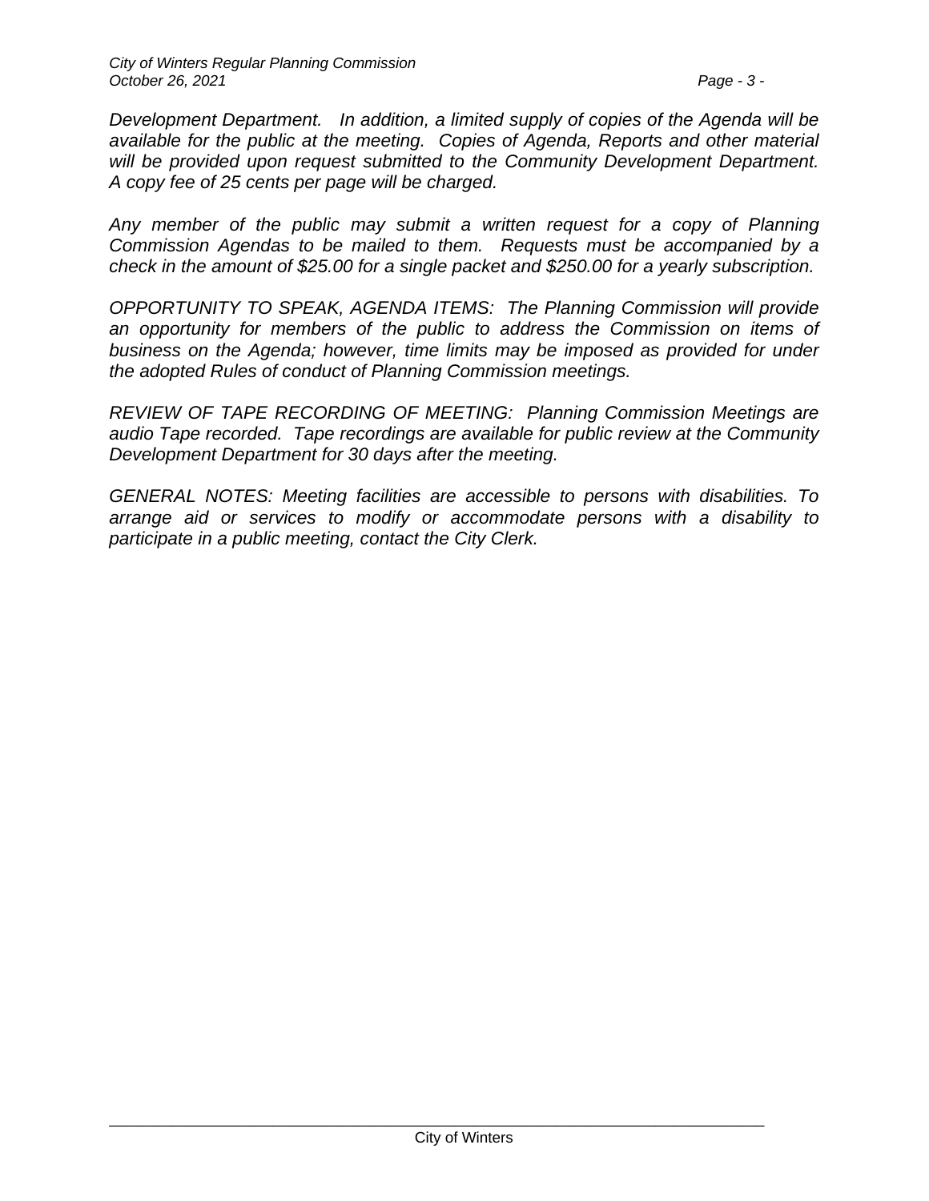*Development Department. In addition, a limited supply of copies of the Agenda will be available for the public at the meeting. Copies of Agenda, Reports and other material will be provided upon request submitted to the Community Development Department. A copy fee of 25 cents per page will be charged.*

*Any member of the public may submit a written request for a copy of Planning Commission Agendas to be mailed to them. Requests must be accompanied by a check in the amount of $25.00 for a single packet and $250.00 for a yearly subscription.*

*OPPORTUNITY TO SPEAK, AGENDA ITEMS: The Planning Commission will provide an opportunity for members of the public to address the Commission on items of business on the Agenda; however, time limits may be imposed as provided for under the adopted Rules of conduct of Planning Commission meetings.*

*REVIEW OF TAPE RECORDING OF MEETING: Planning Commission Meetings are audio Tape recorded. Tape recordings are available for public review at the Community Development Department for 30 days after the meeting.*

*GENERAL NOTES: Meeting facilities are accessible to persons with disabilities. To arrange aid or services to modify or accommodate persons with a disability to participate in a public meeting, contact the City Clerk.*